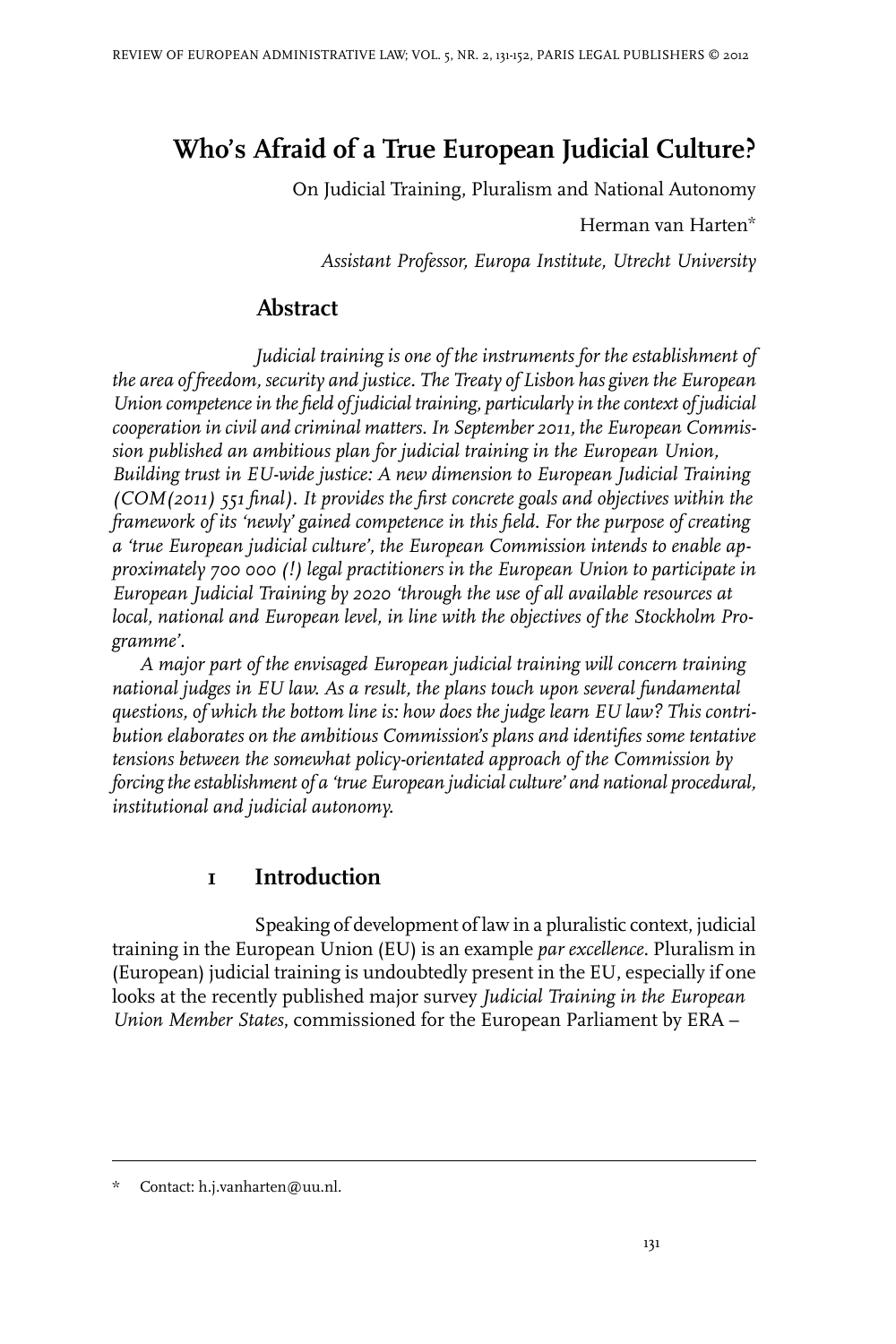# Who's Afraid of a True European Judicial Culture?

On Judicial Training, Pluralism and National Autonomy

Herman van Harten*

*Assistant Professor, Europa Institute, Utrecht University*

## Abstract

*Judicial training is one of the instruments for the establishment of the area of freedom, security and justice. The Treaty of Lisbon has given the European Union competence in the field of judicial training, particularly in the context of judicial cooperation in civil and criminal matters. In September 2011, the European Commission published an ambitious plan for judicial training in the European Union, Building trust in EU-wide justice: A new dimension to European Judicial Training (COM(2011) 551 final). It provides the first concrete goals and objectives within the framework of its 'newly' gained competence in this field. For the purpose of creating a 'true European judicial culture', the European Commission intends to enable approximately 700 000 (!) legal practitioners in the European Union to participate in European Judicial Training by 2020 'through the use of all available resources at local, national and European level, in line with the objectives of the Stockholm Programme'.*

*A major part of the envisaged European judicial training will concern training national judges in EU law. As a result, the plans touch upon several fundamental questions, of which the bottom line is: how does the judge learn EU law? This contribution elaborates on the ambitious Commission's plans and identifies some tentative tensions between the somewhat policy-orientated approach of the Commission by forcing the establishment of a 'true European judicial culture' and national procedural, institutional and judicial autonomy.*

## 1 Introduction

Speaking of development of law in a pluralistic context, judicial training in the European Union (EU) is an example *par excellence*. Pluralism in (European) judicial training is undoubtedly present in the EU, especially if one looks at the recently published major survey *Judicial Training in the European Union Member States*, commissioned for the European Parliament by ERA –

---

\* Contact: h.j.vanharten@uu.nl.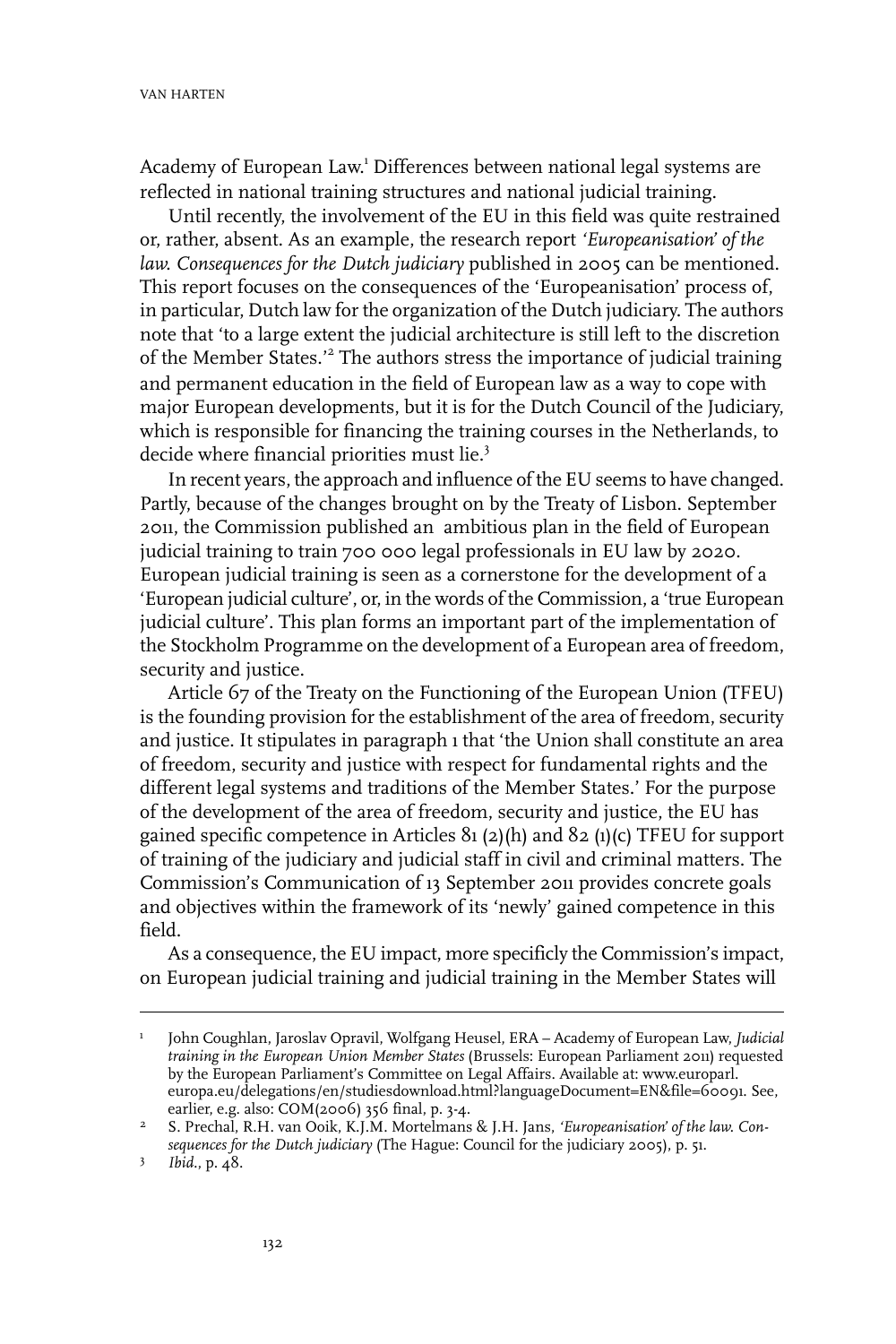Academy of European Law.[1] Differences between national legal systems are reflected in national training structures and national judicial training.

Until recently, the involvement of the EU in this field was quite restrained or, rather, absent. As an example, the research report *'Europeanisation' of the law. Consequences for the Dutch judiciary* published in 2005 can be mentioned. This report focuses on the consequences of the 'Europeanisation' process of, in particular, Dutch law for the organization of the Dutch judiciary. The authors note that 'to a large extent the judicial architecture is still left to the discretion of the Member States.'[2] The authors stress the importance of judicial training and permanent education in the field of European law as a way to cope with major European developments, but it is for the Dutch Council of the Judiciary, which is responsible for financing the training courses in the Netherlands, to decide where financial priorities must lie.[3]

In recent years, the approach and influence of the EU seems to have changed. Partly, because of the changes brought on by the Treaty of Lisbon. September 2011, the Commission published an ambitious plan in the field of European judicial training to train 700 000 legal professionals in EU law by 2020. European judicial training is seen as a cornerstone for the development of a 'European judicial culture', or, in the words of the Commission, a 'true European judicial culture'. This plan forms an important part of the implementation of the Stockholm Programme on the development of a European area of freedom, security and justice.

Article 67 of the Treaty on the Functioning of the European Union (TFEU) is the founding provision for the establishment of the area of freedom, security and justice. It stipulates in paragraph 1 that 'the Union shall constitute an area of freedom, security and justice with respect for fundamental rights and the different legal systems and traditions of the Member States.' For the purpose of the development of the area of freedom, security and justice, the EU has gained specific competence in Articles 81 (2)(h) and 82 (1)(c) TFEU for support of training of the judiciary and judicial staff in civil and criminal matters. The Commission's Communication of 13 September 2011 provides concrete goals and objectives within the framework of its 'newly' gained competence in this field.

As a consequence, the EU impact, more specificly the Commission's impact, on European judicial training and judicial training in the Member States will

---

[1] John Coughlan, Jaroslav Opravil, Wolfgang Heusel, ERA – Academy of European Law, *Judicial training in the European Union Member States* (Brussels: European Parliament 2011) requested by the European Parliament's Committee on Legal Affairs. Available at: www.europarl.europa.eu/delegations/en/studiesdownload.html?languageDocument=EN&file=60091. See, earlier, e.g. also: COM(2006) 356 final, p. 3-4.

[2] S. Prechal, R.H. van Ooik, K.J.M. Mortelmans & J.H. Jans, *'Europeanisation' of the law. Consequences for the Dutch judiciary* (The Hague: Council for the judiciary 2005), p. 51.

[3] *Ibid.*, p. 48.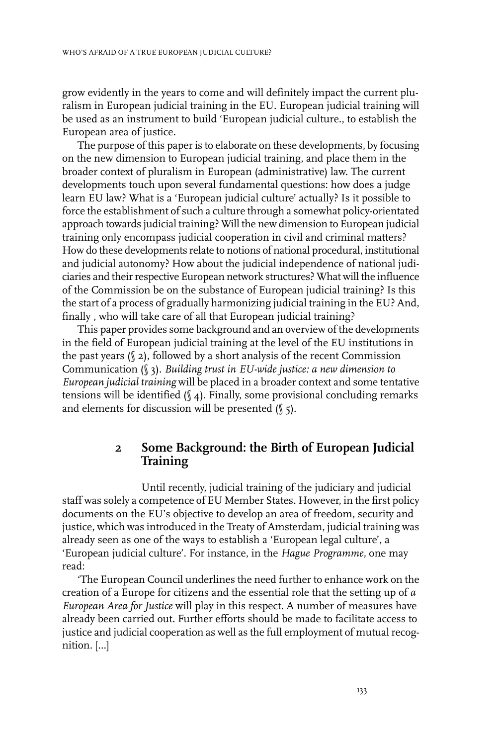grow evidently in the years to come and will definitely impact the current pluralism in European judicial training in the EU. European judicial training will be used as an instrument to build 'European judicial culture., to establish the European area of justice.

The purpose of this paper is to elaborate on these developments, by focusing on the new dimension to European judicial training, and place them in the broader context of pluralism in European (administrative) law. The current developments touch upon several fundamental questions: how does a judge learn EU law? What is a 'European judicial culture' actually? Is it possible to force the establishment of such a culture through a somewhat policy-orientated approach towards judicial training? Will the new dimension to European judicial training only encompass judicial cooperation in civil and criminal matters? How do these developments relate to notions of national procedural, institutional and judicial autonomy? How about the judicial independence of national judiciaries and their respective European network structures? What will the influence of the Commission be on the substance of European judicial training? Is this the start of a process of gradually harmonizing judicial training in the EU? And, finally , who will take care of all that European judicial training?

This paper provides some background and an overview of the developments in the field of European judicial training at the level of the EU institutions in the past years (§ 2), followed by a short analysis of the recent Commission Communication (§ 3). *Building trust in EU-wide justice: a new dimension to European judicial training* will be placed in a broader context and some tentative tensions will be identified (§ 4). Finally, some provisional concluding remarks and elements for discussion will be presented (§ 5).

## 2 Some Background: the Birth of European Judicial Training

Until recently, judicial training of the judiciary and judicial staff was solely a competence of EU Member States. However, in the first policy documents on the EU's objective to develop an area of freedom, security and justice, which was introduced in the Treaty of Amsterdam, judicial training was already seen as one of the ways to establish a 'European legal culture', a 'European judicial culture'. For instance, in the *Hague Programme,* one may read:

'The European Council underlines the need further to enhance work on the creation of a Europe for citizens and the essential role that the setting up of *a European Area for Justice* will play in this respect. A number of measures have already been carried out. Further efforts should be made to facilitate access to justice and judicial cooperation as well as the full employment of mutual recognition. [...]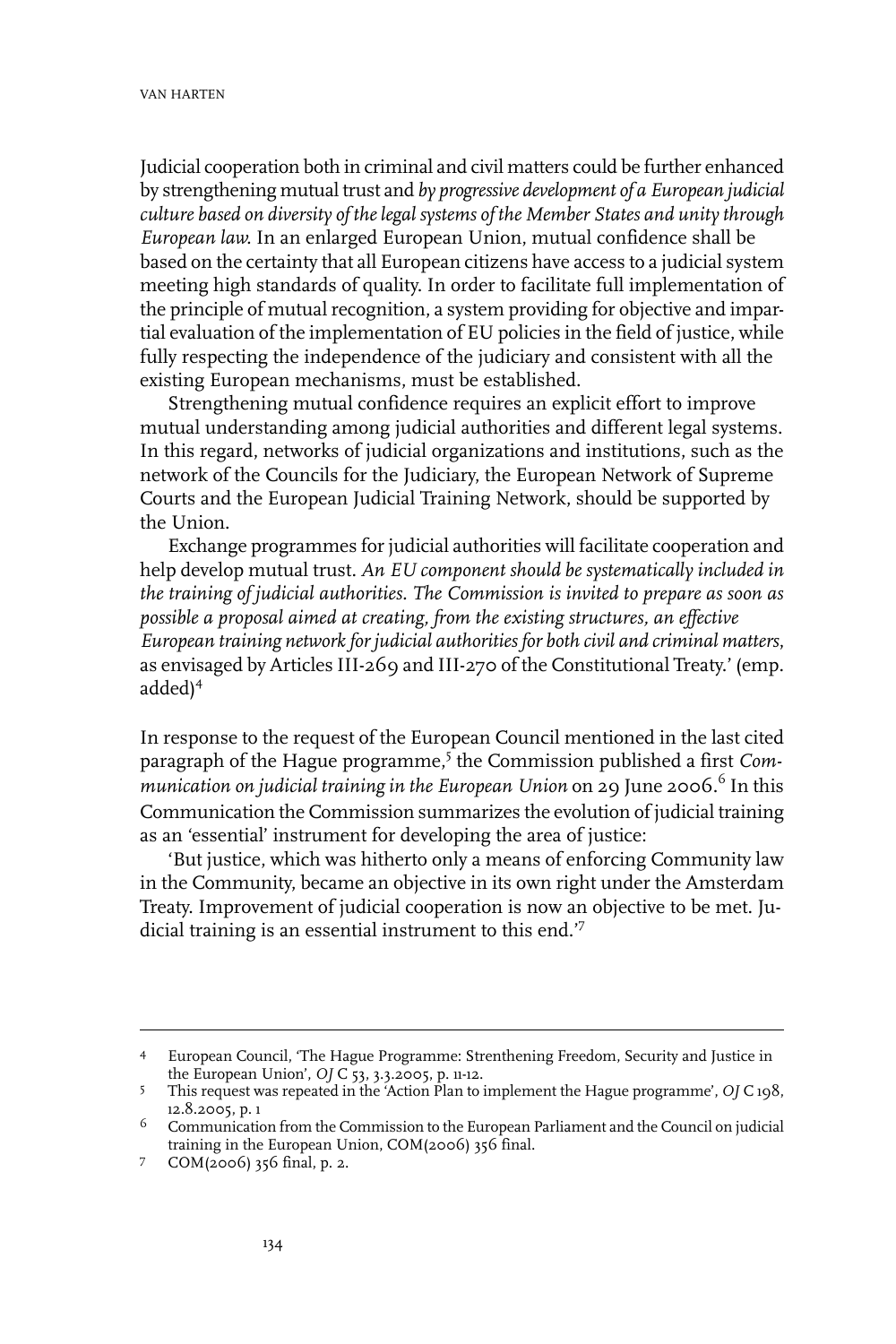Judicial cooperation both in criminal and civil matters could be further enhanced by strengthening mutual trust and *by progressive development of a European judicial culture based on diversity of the legal systems of the Member States and unity through European law*. In an enlarged European Union, mutual confidence shall be based on the certainty that all European citizens have access to a judicial system meeting high standards of quality. In order to facilitate full implementation of the principle of mutual recognition, a system providing for objective and impartial evaluation of the implementation of EU policies in the field of justice, while fully respecting the independence of the judiciary and consistent with all the existing European mechanisms, must be established.

Strengthening mutual confidence requires an explicit effort to improve mutual understanding among judicial authorities and different legal systems. In this regard, networks of judicial organizations and institutions, such as the network of the Councils for the Judiciary, the European Network of Supreme Courts and the European Judicial Training Network, should be supported by the Union.

Exchange programmes for judicial authorities will facilitate cooperation and help develop mutual trust. *An EU component should be systematically included in the training of judicial authorities. The Commission is invited to prepare as soon as possible a proposal aimed at creating, from the existing structures, an effective European training network for judicial authorities for both civil and criminal matters*, as envisaged by Articles III-269 and III-270 of the Constitutional Treaty.' (emp. added)[4]

In response to the request of the European Council mentioned in the last cited paragraph of the Hague programme,[5] the Commission published a first *Communication on judicial training in the European Union* on 29 June 2006.[6] In this Communication the Commission summarizes the evolution of judicial training as an 'essential' instrument for developing the area of justice:

'But justice, which was hitherto only a means of enforcing Community law in the Community, became an objective in its own right under the Amsterdam Treaty. Improvement of judicial cooperation is now an objective to be met. Judicial training is an essential instrument to this end.'[7]

---

4 European Council, 'The Hague Programme: Strenthening Freedom, Security and Justice in the European Union', *OJ* C 53, 3.3.2005, p. 11-12.

5 This request was repeated in the 'Action Plan to implement the Hague programme', *OJ* C 198, 12.8.2005, p. 1

6 Communication from the Commission to the European Parliament and the Council on judicial training in the European Union, COM(2006) 356 final.

7 COM(2006) 356 final, p. 2.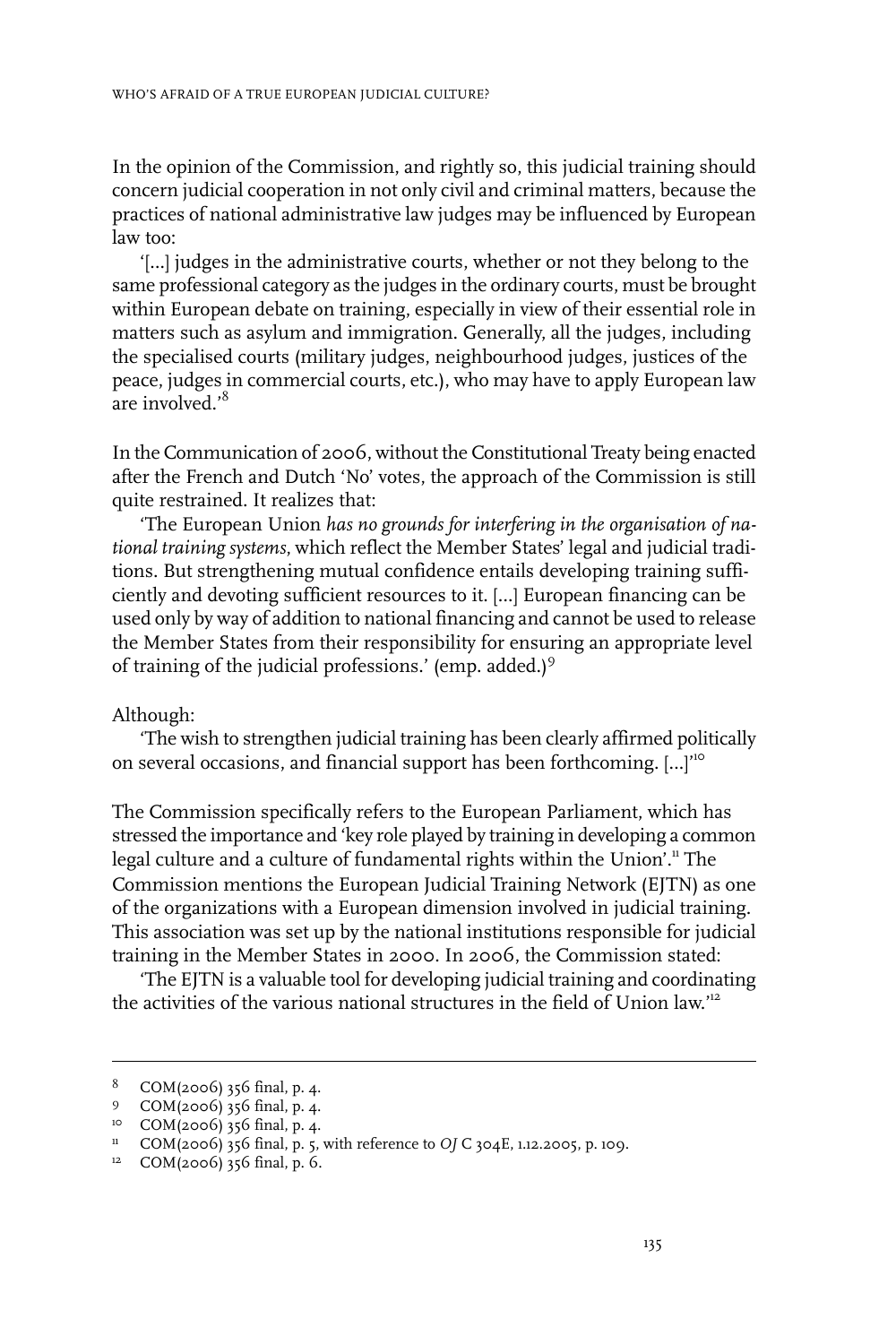In the opinion of the Commission, and rightly so, this judicial training should concern judicial cooperation in not only civil and criminal matters, because the practices of national administrative law judges may be influenced by European law too:

'[...] judges in the administrative courts, whether or not they belong to the same professional category as the judges in the ordinary courts, must be brought within European debate on training, especially in view of their essential role in matters such as asylum and immigration. Generally, all the judges, including the specialised courts (military judges, neighbourhood judges, justices of the peace, judges in commercial courts, etc.), who may have to apply European law are involved.'[8]

In the Communication of 2006, without the Constitutional Treaty being enacted after the French and Dutch 'No' votes, the approach of the Commission is still quite restrained. It realizes that:

'The European Union *has no grounds for interfering in the organisation of national training systems*, which reflect the Member States' legal and judicial traditions. But strengthening mutual confidence entails developing training sufficiently and devoting sufficient resources to it. [...] European financing can be used only by way of addition to national financing and cannot be used to release the Member States from their responsibility for ensuring an appropriate level of training of the judicial professions.' (emp. added.)[9]

Although:

'The wish to strengthen judicial training has been clearly affirmed politically on several occasions, and financial support has been forthcoming. [...]'[10]

The Commission specifically refers to the European Parliament, which has stressed the importance and 'key role played by training in developing a common legal culture and a culture of fundamental rights within the Union'.[11] The Commission mentions the European Judicial Training Network (EJTN) as one of the organizations with a European dimension involved in judicial training. This association was set up by the national institutions responsible for judicial training in the Member States in 2000. In 2006, the Commission stated:

'The EJTN is a valuable tool for developing judicial training and coordinating the activities of the various national structures in the field of Union law.'[12]

---

8 COM(2006) 356 final, p. 4.

9 COM(2006) 356 final, p. 4.

10 COM(2006) 356 final, p. 4.

11 COM(2006) 356 final, p. 5, with reference to *OJ* C 304E, 1.12.2005, p. 109.

12 COM(2006) 356 final, p. 6.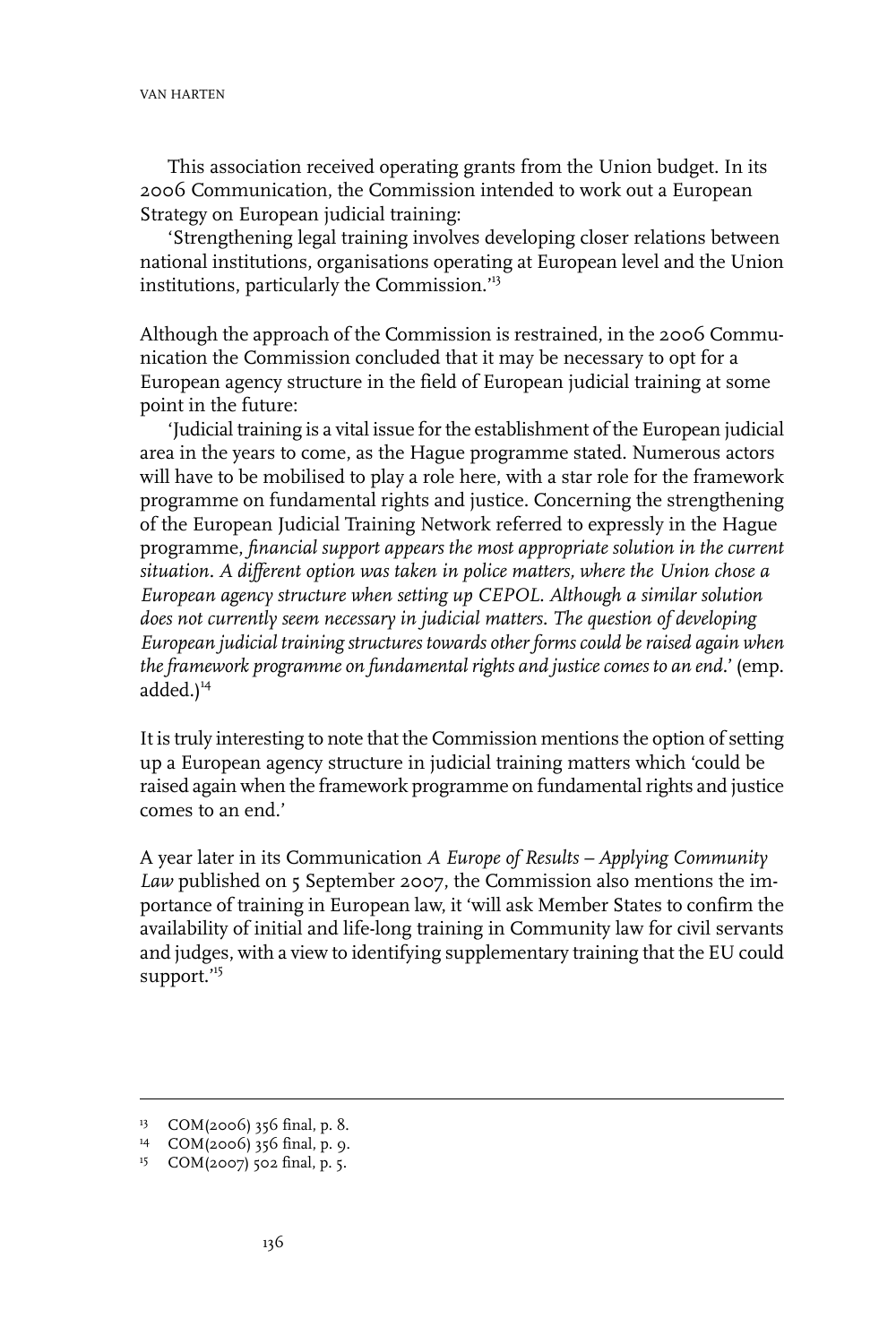This association received operating grants from the Union budget. In its 2006 Communication, the Commission intended to work out a European Strategy on European judicial training:

'Strengthening legal training involves developing closer relations between national institutions, organisations operating at European level and the Union institutions, particularly the Commission.'[13]

Although the approach of the Commission is restrained, in the 2006 Communication the Commission concluded that it may be necessary to opt for a European agency structure in the field of European judicial training at some point in the future:

'Judicial training is a vital issue for the establishment of the European judicial area in the years to come, as the Hague programme stated. Numerous actors will have to be mobilised to play a role here, with a star role for the framework programme on fundamental rights and justice. Concerning the strengthening of the European Judicial Training Network referred to expressly in the Hague programme, *financial support appears the most appropriate solution in the current situation. A different option was taken in police matters, where the Union chose a European agency structure when setting up CEPOL. Although a similar solution does not currently seem necessary in judicial matters. The question of developing European judicial training structures towards other forms could be raised again when the framework programme on fundamental rights and justice comes to an end.*' (emp. added.)[14]

It is truly interesting to note that the Commission mentions the option of setting up a European agency structure in judicial training matters which 'could be raised again when the framework programme on fundamental rights and justice comes to an end.'

A year later in its Communication *A Europe of Results – Applying Community Law* published on 5 September 2007, the Commission also mentions the importance of training in European law, it 'will ask Member States to confirm the availability of initial and life-long training in Community law for civil servants and judges, with a view to identifying supplementary training that the EU could support.'[15]

---

[13] COM(2006) 356 final, p. 8.

[14] COM(2006) 356 final, p. 9.

[15] COM(2007) 502 final, p. 5.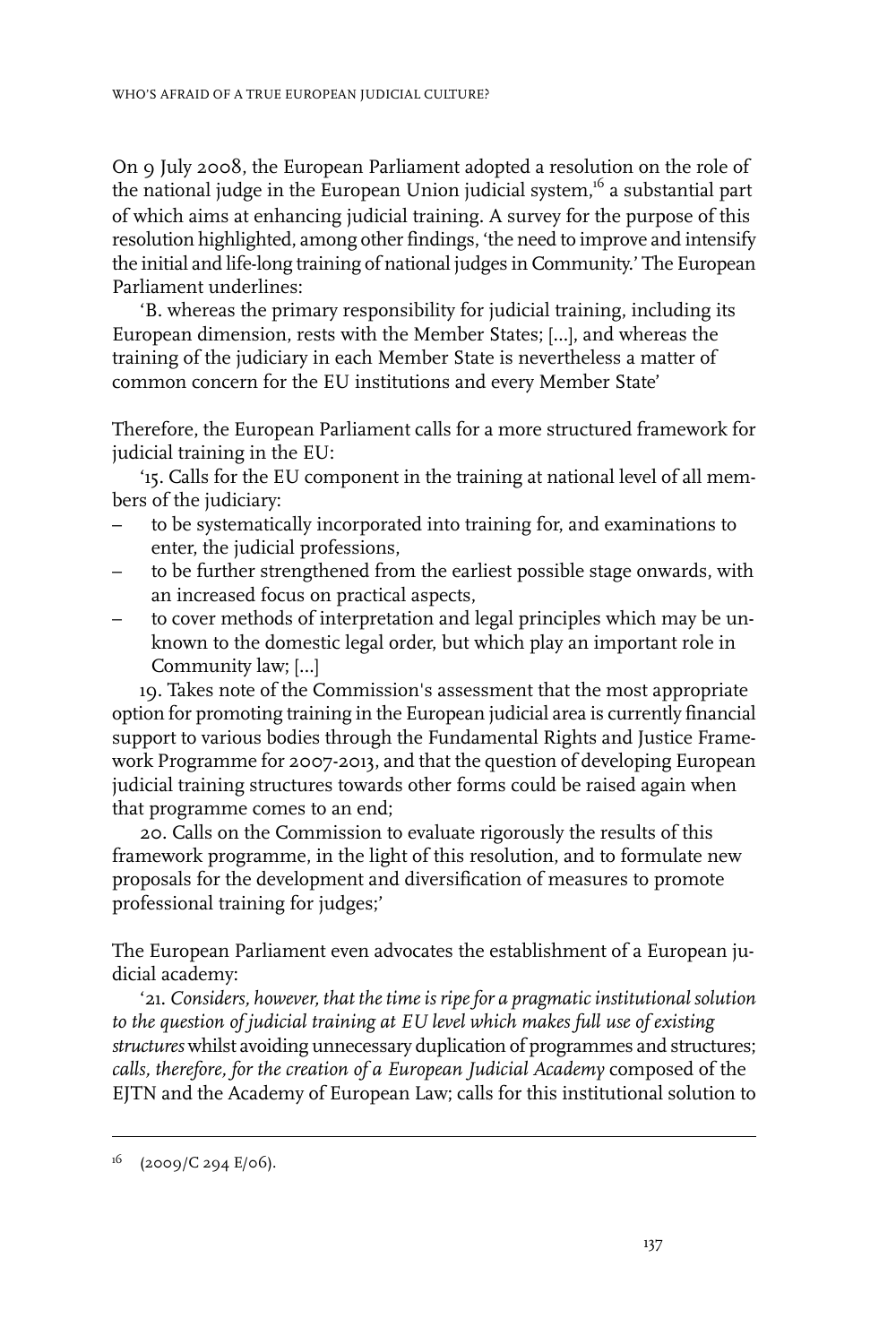On 9 July 2008, the European Parliament adopted a resolution on the role of the national judge in the European Union judicial system,[16] a substantial part of which aims at enhancing judicial training. A survey for the purpose of this resolution highlighted, among other findings, 'the need to improve and intensify the initial and life-long training of national judges in Community.' The European Parliament underlines:

'B. whereas the primary responsibility for judicial training, including its European dimension, rests with the Member States; [...], and whereas the training of the judiciary in each Member State is nevertheless a matter of common concern for the EU institutions and every Member State'

Therefore, the European Parliament calls for a more structured framework for judicial training in the EU:

'15. Calls for the EU component in the training at national level of all members of the judiciary:

– to be systematically incorporated into training for, and examinations to enter, the judicial professions,
– to be further strengthened from the earliest possible stage onwards, with an increased focus on practical aspects,
– to cover methods of interpretation and legal principles which may be unknown to the domestic legal order, but which play an important role in Community law; [...]

19. Takes note of the Commission's assessment that the most appropriate option for promoting training in the European judicial area is currently financial support to various bodies through the Fundamental Rights and Justice Framework Programme for 2007-2013, and that the question of developing European judicial training structures towards other forms could be raised again when that programme comes to an end;

20. Calls on the Commission to evaluate rigorously the results of this framework programme, in the light of this resolution, and to formulate new proposals for the development and diversification of measures to promote professional training for judges;'

The European Parliament even advocates the establishment of a European judicial academy:

'21. *Considers, however, that the time is ripe for a pragmatic institutional solution to the question of judicial training at EU level which makes full use of existing structures* whilst avoiding unnecessary duplication of programmes and structures; *calls, therefore, for the creation of a European Judicial Academy* composed of the EJTN and the Academy of European Law; calls for this institutional solution to

[16] (2009/C 294 E/06).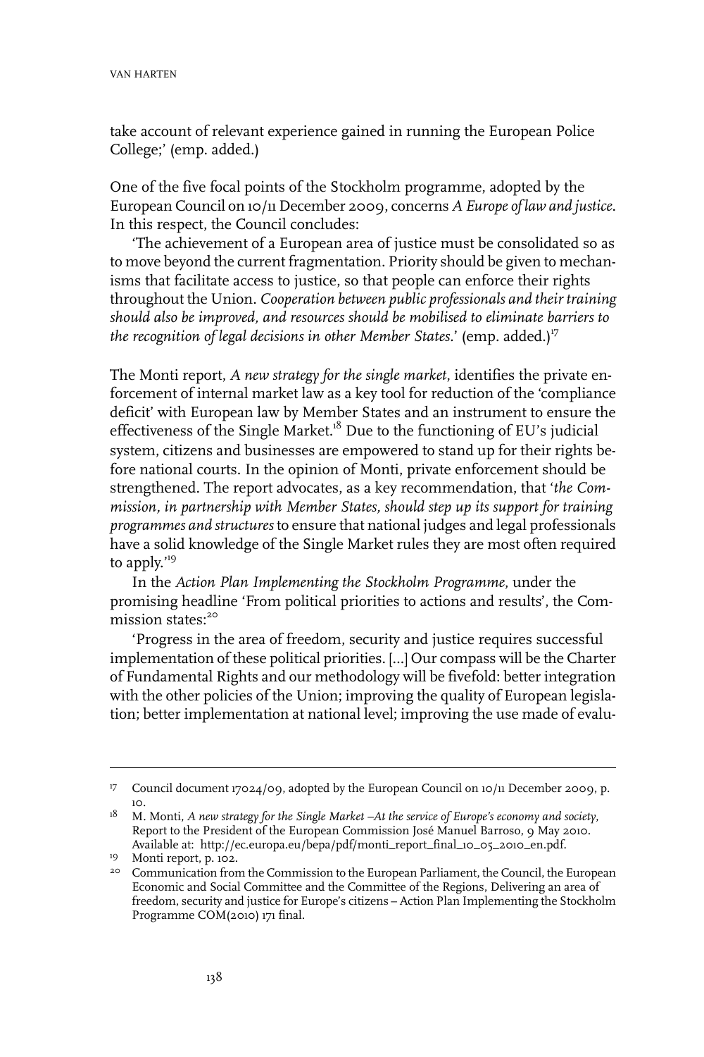take account of relevant experience gained in running the European Police College;' (emp. added.)

One of the five focal points of the Stockholm programme, adopted by the European Council on 10/11 December 2009, concerns *A Europe of law and justice*. In this respect, the Council concludes:

'The achievement of a European area of justice must be consolidated so as to move beyond the current fragmentation. Priority should be given to mechanisms that facilitate access to justice, so that people can enforce their rights throughout the Union. *Cooperation between public professionals and their training should also be improved, and resources should be mobilised to eliminate barriers to the recognition of legal decisions in other Member States*.' (emp. added.)[17]

The Monti report, *A new strategy for the single market*, identifies the private enforcement of internal market law as a key tool for reduction of the 'compliance deficit' with European law by Member States and an instrument to ensure the effectiveness of the Single Market.[18] Due to the functioning of EU's judicial system, citizens and businesses are empowered to stand up for their rights before national courts. In the opinion of Monti, private enforcement should be strengthened. The report advocates, as a key recommendation, that '*the Commission, in partnership with Member States, should step up its support for training programmes and structures* to ensure that national judges and legal professionals have a solid knowledge of the Single Market rules they are most often required to apply.'[19]

In the *Action Plan Implementing the Stockholm Programme*, under the promising headline 'From political priorities to actions and results', the Commission states:[20]

'Progress in the area of freedom, security and justice requires successful implementation of these political priorities. [...] Our compass will be the Charter of Fundamental Rights and our methodology will be fivefold: better integration with the other policies of the Union; improving the quality of European legislation; better implementation at national level; improving the use made of evalu-

---

[17] Council document 17024/09, adopted by the European Council on 10/11 December 2009, p. 10.

[18] M. Monti, *A new strategy for the Single Market –At the service of Europe's economy and society*, Report to the President of the European Commission José Manuel Barroso, 9 May 2010. Available at: http://ec.europa.eu/bepa/pdf/monti_report_final_10_05_2010_en.pdf.

[19] Monti report, p. 102.

[20] Communication from the Commission to the European Parliament, the Council, the European Economic and Social Committee and the Committee of the Regions, Delivering an area of freedom, security and justice for Europe's citizens – Action Plan Implementing the Stockholm Programme COM(2010) 171 final.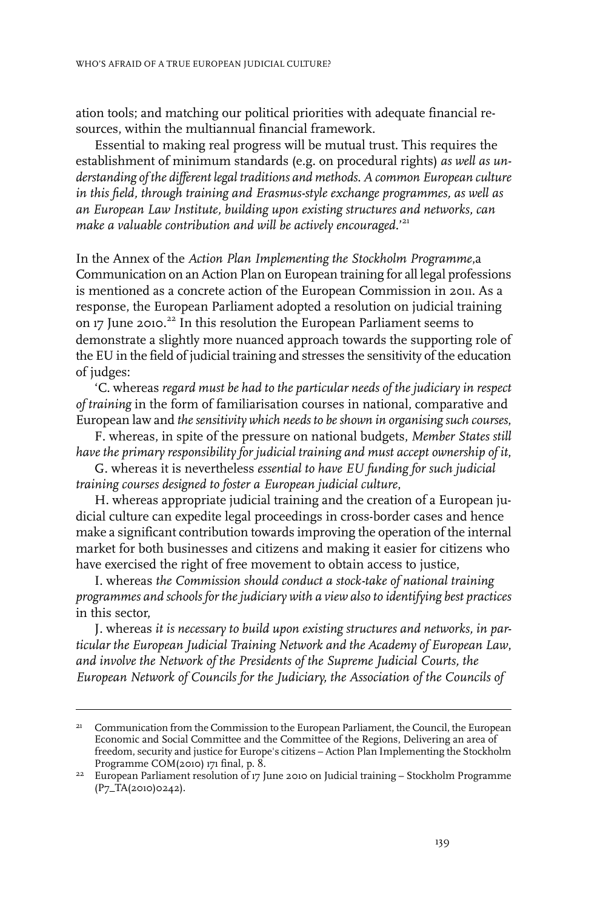ation tools; and matching our political priorities with adequate financial resources, within the multiannual financial framework.

Essential to making real progress will be mutual trust. This requires the establishment of minimum standards (e.g. on procedural rights) *as well as understanding of the different legal traditions and methods. A common European culture in this field, through training and Erasmus-style exchange programmes, as well as an European Law Institute, building upon existing structures and networks, can make a valuable contribution and will be actively encouraged.*'[21]

In the Annex of the *Action Plan Implementing the Stockholm Programme*,a Communication on an Action Plan on European training for all legal professions is mentioned as a concrete action of the European Commission in 2011. As a response, the European Parliament adopted a resolution on judicial training on 17 June 2010.[22] In this resolution the European Parliament seems to demonstrate a slightly more nuanced approach towards the supporting role of the EU in the field of judicial training and stresses the sensitivity of the education of judges:

'C. whereas *regard must be had to the particular needs of the judiciary in respect of training* in the form of familiarisation courses in national, comparative and European law and *the sensitivity which needs to be shown in organising such courses*,

F. whereas, in spite of the pressure on national budgets, *Member States still have the primary responsibility for judicial training and must accept ownership of it*,

G. whereas it is nevertheless *essential to have EU funding for such judicial training courses designed to foster a European judicial culture*,

H. whereas appropriate judicial training and the creation of a European judicial culture can expedite legal proceedings in cross-border cases and hence make a significant contribution towards improving the operation of the internal market for both businesses and citizens and making it easier for citizens who have exercised the right of free movement to obtain access to justice,

I. whereas *the Commission should conduct a stock-take of national training programmes and schools for the judiciary with a view also to identifying best practices* in this sector,

J. whereas *it is necessary to build upon existing structures and networks, in particular the European Judicial Training Network and the Academy of European Law, and involve the Network of the Presidents of the Supreme Judicial Courts, the European Network of Councils for the Judiciary, the Association of the Councils of*

---

[21] Communication from the Commission to the European Parliament, the Council, the European Economic and Social Committee and the Committee of the Regions, Delivering an area of freedom, security and justice for Europe's citizens – Action Plan Implementing the Stockholm Programme COM(2010) 171 final, p. 8.

[22] European Parliament resolution of 17 June 2010 on Judicial training – Stockholm Programme (P7_TA(2010)0242).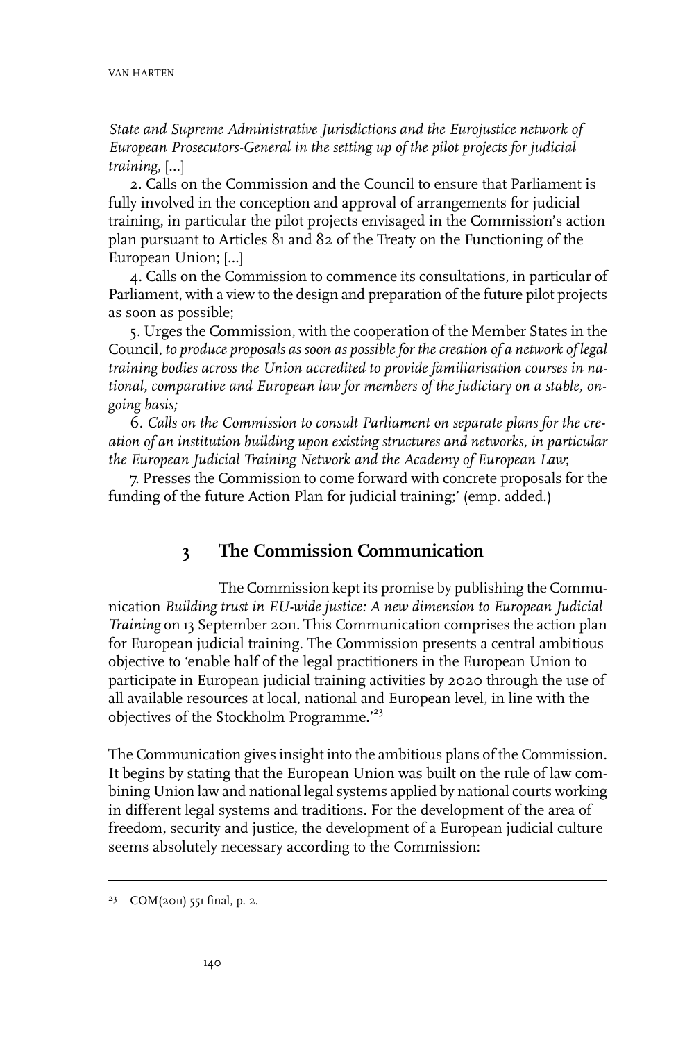*State and Supreme Administrative Jurisdictions and the Eurojustice network of European Prosecutors-General in the setting up of the pilot projects for judicial training*, [...]

2. Calls on the Commission and the Council to ensure that Parliament is fully involved in the conception and approval of arrangements for judicial training, in particular the pilot projects envisaged in the Commission's action plan pursuant to Articles 81 and 82 of the Treaty on the Functioning of the European Union; [...]

4. Calls on the Commission to commence its consultations, in particular of Parliament, with a view to the design and preparation of the future pilot projects as soon as possible;

5. Urges the Commission, with the cooperation of the Member States in the Council, *to produce proposals as soon as possible for the creation of a network of legal training bodies across the Union accredited to provide familiarisation courses in national, comparative and European law for members of the judiciary on a stable, ongoing basis;*

6. *Calls on the Commission to consult Parliament on separate plans for the creation of an institution building upon existing structures and networks, in particular the European Judicial Training Network and the Academy of European Law*;

7. Presses the Commission to come forward with concrete proposals for the funding of the future Action Plan for judicial training;' (emp. added.)

## 3 The Commission Communication

The Commission kept its promise by publishing the Communication *Building trust in EU-wide justice: A new dimension to European Judicial Training* on 13 September 2011. This Communication comprises the action plan for European judicial training. The Commission presents a central ambitious objective to 'enable half of the legal practitioners in the European Union to participate in European judicial training activities by 2020 through the use of all available resources at local, national and European level, in line with the objectives of the Stockholm Programme.'[23]

The Communication gives insight into the ambitious plans of the Commission. It begins by stating that the European Union was built on the rule of law combining Union law and national legal systems applied by national courts working in different legal systems and traditions. For the development of the area of freedom, security and justice, the development of a European judicial culture seems absolutely necessary according to the Commission:

[23] COM(2011) 551 final, p. 2.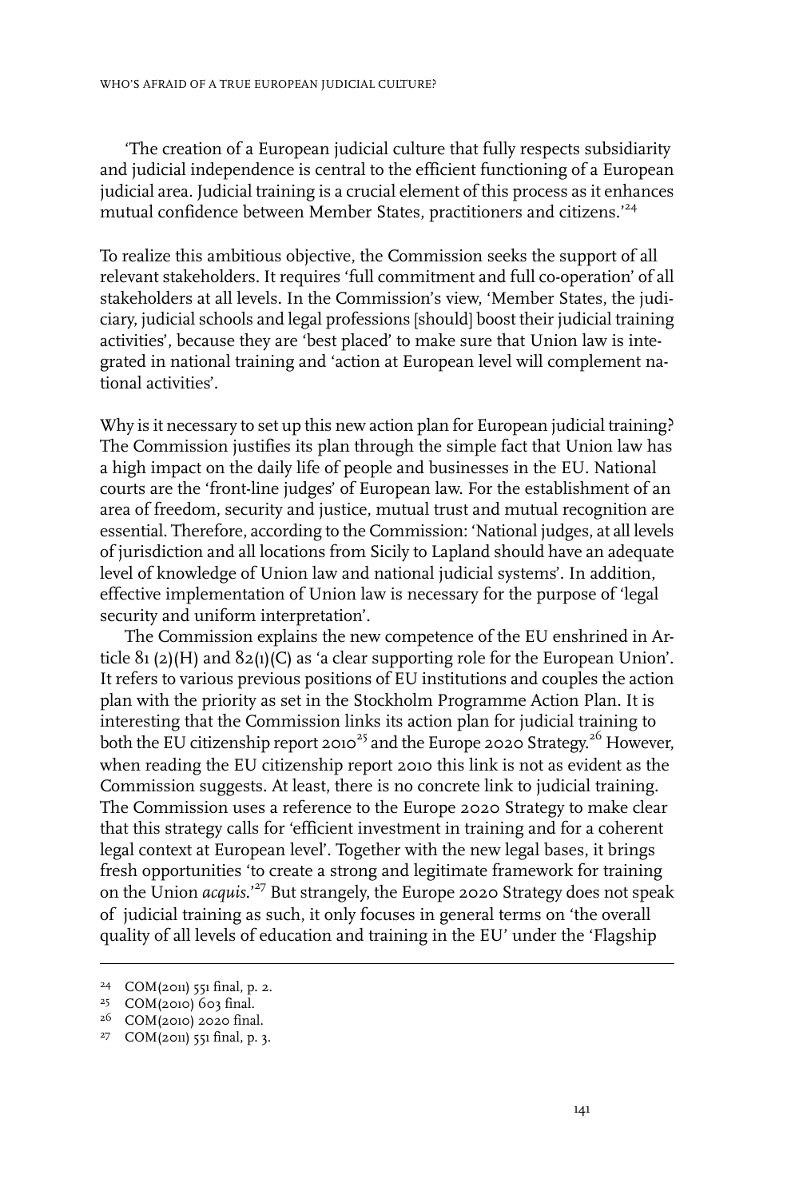'The creation of a European judicial culture that fully respects subsidiarity and judicial independence is central to the efficient functioning of a European judicial area. Judicial training is a crucial element of this process as it enhances mutual confidence between Member States, practitioners and citizens.'[24]

To realize this ambitious objective, the Commission seeks the support of all relevant stakeholders. It requires 'full commitment and full co-operation' of all stakeholders at all levels. In the Commission's view, 'Member States, the judiciary, judicial schools and legal professions [should] boost their judicial training activities', because they are 'best placed' to make sure that Union law is integrated in national training and 'action at European level will complement national activities'.

Why is it necessary to set up this new action plan for European judicial training? The Commission justifies its plan through the simple fact that Union law has a high impact on the daily life of people and businesses in the EU. National courts are the 'front-line judges' of European law. For the establishment of an area of freedom, security and justice, mutual trust and mutual recognition are essential. Therefore, according to the Commission: 'National judges, at all levels of jurisdiction and all locations from Sicily to Lapland should have an adequate level of knowledge of Union law and national judicial systems'. In addition, effective implementation of Union law is necessary for the purpose of 'legal security and uniform interpretation'.

The Commission explains the new competence of the EU enshrined in Article 81 (2)(H) and 82(1)(C) as 'a clear supporting role for the European Union'. It refers to various previous positions of EU institutions and couples the action plan with the priority as set in the Stockholm Programme Action Plan. It is interesting that the Commission links its action plan for judicial training to both the EU citizenship report 2010[25] and the Europe 2020 Strategy.[26] However, when reading the EU citizenship report 2010 this link is not as evident as the Commission suggests. At least, there is no concrete link to judicial training. The Commission uses a reference to the Europe 2020 Strategy to make clear that this strategy calls for 'efficient investment in training and for a coherent legal context at European level'. Together with the new legal bases, it brings fresh opportunities 'to create a strong and legitimate framework for training on the Union *acquis*.'[27] But strangely, the Europe 2020 Strategy does not speak of judicial training as such, it only focuses in general terms on 'the overall quality of all levels of education and training in the EU' under the 'Flagship

---

24 COM(2011) 551 final, p. 2.

25 COM(2010) 603 final.

26 COM(2010) 2020 final.

27 COM(2011) 551 final, p. 3.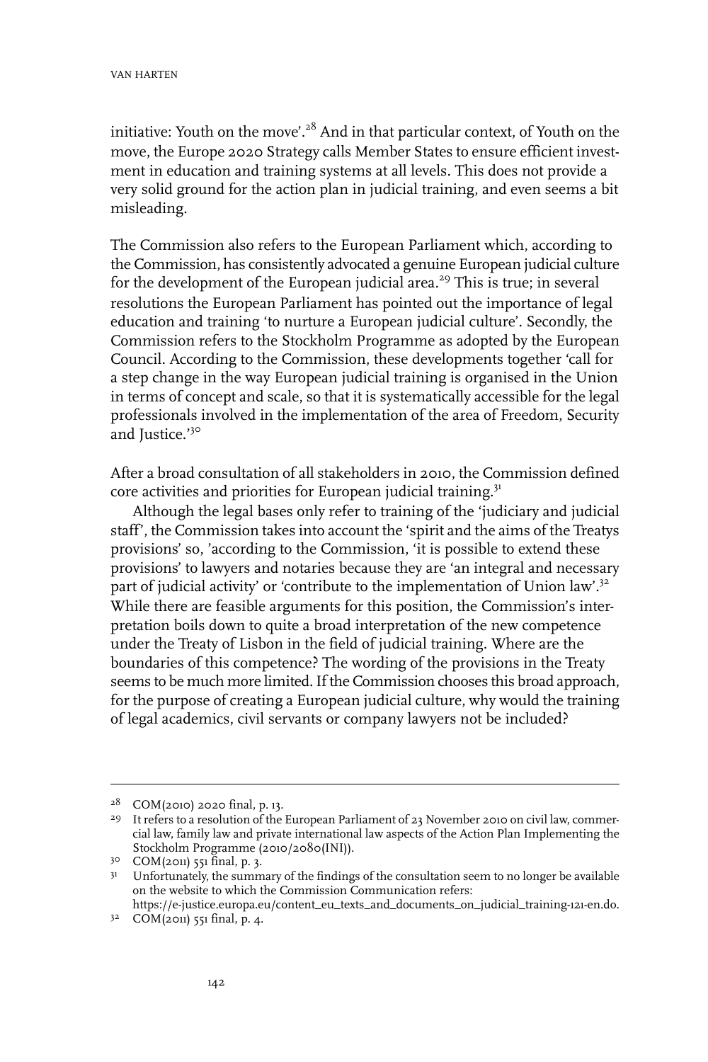initiative: Youth on the move'.[28] And in that particular context, of Youth on the move, the Europe 2020 Strategy calls Member States to ensure efficient investment in education and training systems at all levels. This does not provide a very solid ground for the action plan in judicial training, and even seems a bit misleading.

The Commission also refers to the European Parliament which, according to the Commission, has consistently advocated a genuine European judicial culture for the development of the European judicial area.[29] This is true; in several resolutions the European Parliament has pointed out the importance of legal education and training 'to nurture a European judicial culture'. Secondly, the Commission refers to the Stockholm Programme as adopted by the European Council. According to the Commission, these developments together 'call for a step change in the way European judicial training is organised in the Union in terms of concept and scale, so that it is systematically accessible for the legal professionals involved in the implementation of the area of Freedom, Security and Justice.'[30]

After a broad consultation of all stakeholders in 2010, the Commission defined core activities and priorities for European judicial training.[31]

Although the legal bases only refer to training of the 'judiciary and judicial staff', the Commission takes into account the 'spirit and the aims of the Treatys provisions' so, 'according to the Commission, 'it is possible to extend these provisions' to lawyers and notaries because they are 'an integral and necessary part of judicial activity' or 'contribute to the implementation of Union law'.[32] While there are feasible arguments for this position, the Commission's interpretation boils down to quite a broad interpretation of the new competence under the Treaty of Lisbon in the field of judicial training. Where are the boundaries of this competence? The wording of the provisions in the Treaty seems to be much more limited. If the Commission chooses this broad approach, for the purpose of creating a European judicial culture, why would the training of legal academics, civil servants or company lawyers not be included?

---

28 COM(2010) 2020 final, p. 13.

29 It refers to a resolution of the European Parliament of 23 November 2010 on civil law, commercial law, family law and private international law aspects of the Action Plan Implementing the Stockholm Programme (2010/2080(INI)).

30 COM(2011) 551 final, p. 3.

31 Unfortunately, the summary of the findings of the consultation seem to no longer be available on the website to which the Commission Communication refers: https://e-justice.europa.eu/content_eu_texts_and_documents_on_judicial_training-121-en.do.

32 COM(2011) 551 final, p. 4.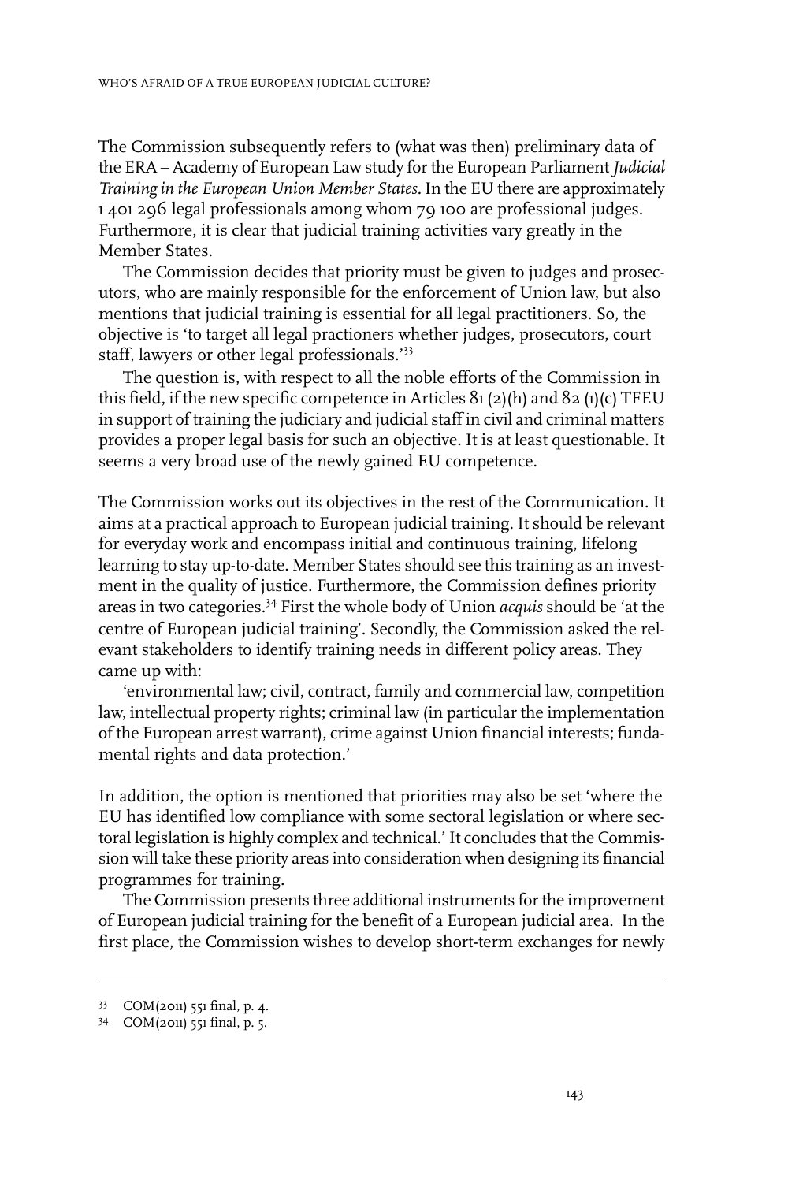The Commission subsequently refers to (what was then) preliminary data of the ERA – Academy of European Law study for the European Parliament *Judicial Training in the European Union Member States*. In the EU there are approximately 1 401 296 legal professionals among whom 79 100 are professional judges. Furthermore, it is clear that judicial training activities vary greatly in the Member States.

The Commission decides that priority must be given to judges and prosecutors, who are mainly responsible for the enforcement of Union law, but also mentions that judicial training is essential for all legal practitioners. So, the objective is 'to target all legal practioners whether judges, prosecutors, court staff, lawyers or other legal professionals.'[33]

The question is, with respect to all the noble efforts of the Commission in this field, if the new specific competence in Articles 81 (2)(h) and 82 (1)(c) TFEU in support of training the judiciary and judicial staff in civil and criminal matters provides a proper legal basis for such an objective. It is at least questionable. It seems a very broad use of the newly gained EU competence.

The Commission works out its objectives in the rest of the Communication. It aims at a practical approach to European judicial training. It should be relevant for everyday work and encompass initial and continuous training, lifelong learning to stay up-to-date. Member States should see this training as an investment in the quality of justice. Furthermore, the Commission defines priority areas in two categories.[34] First the whole body of Union *acquis* should be 'at the centre of European judicial training'. Secondly, the Commission asked the relevant stakeholders to identify training needs in different policy areas. They came up with:

'environmental law; civil, contract, family and commercial law, competition law, intellectual property rights; criminal law (in particular the implementation of the European arrest warrant), crime against Union financial interests; fundamental rights and data protection.'

In addition, the option is mentioned that priorities may also be set 'where the EU has identified low compliance with some sectoral legislation or where sectoral legislation is highly complex and technical.' It concludes that the Commission will take these priority areas into consideration when designing its financial programmes for training.

The Commission presents three additional instruments for the improvement of European judicial training for the benefit of a European judicial area. In the first place, the Commission wishes to develop short-term exchanges for newly

---

33 COM(2011) 551 final, p. 4.

34 COM(2011) 551 final, p. 5.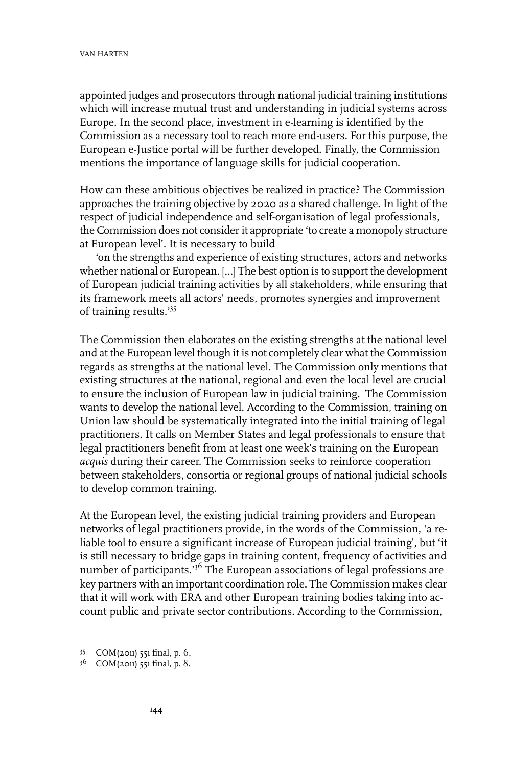appointed judges and prosecutors through national judicial training institutions which will increase mutual trust and understanding in judicial systems across Europe. In the second place, investment in e-learning is identified by the Commission as a necessary tool to reach more end-users. For this purpose, the European e-Justice portal will be further developed. Finally, the Commission mentions the importance of language skills for judicial cooperation.

How can these ambitious objectives be realized in practice? The Commission approaches the training objective by 2020 as a shared challenge. In light of the respect of judicial independence and self-organisation of legal professionals, the Commission does not consider it appropriate 'to create a monopoly structure at European level'. It is necessary to build

'on the strengths and experience of existing structures, actors and networks whether national or European. [...] The best option is to support the development of European judicial training activities by all stakeholders, while ensuring that its framework meets all actors' needs, promotes synergies and improvement of training results.'[35]

The Commission then elaborates on the existing strengths at the national level and at the European level though it is not completely clear what the Commission regards as strengths at the national level. The Commission only mentions that existing structures at the national, regional and even the local level are crucial to ensure the inclusion of European law in judicial training. The Commission wants to develop the national level. According to the Commission, training on Union law should be systematically integrated into the initial training of legal practitioners. It calls on Member States and legal professionals to ensure that legal practitioners benefit from at least one week's training on the European *acquis* during their career. The Commission seeks to reinforce cooperation between stakeholders, consortia or regional groups of national judicial schools to develop common training.

At the European level, the existing judicial training providers and European networks of legal practitioners provide, in the words of the Commission, 'a reliable tool to ensure a significant increase of European judicial training', but 'it is still necessary to bridge gaps in training content, frequency of activities and number of participants.'[36] The European associations of legal professions are key partners with an important coordination role. The Commission makes clear that it will work with ERA and other European training bodies taking into account public and private sector contributions. According to the Commission,

---

[35] COM(2011) 551 final, p. 6.

[36] COM(2011) 551 final, p. 8.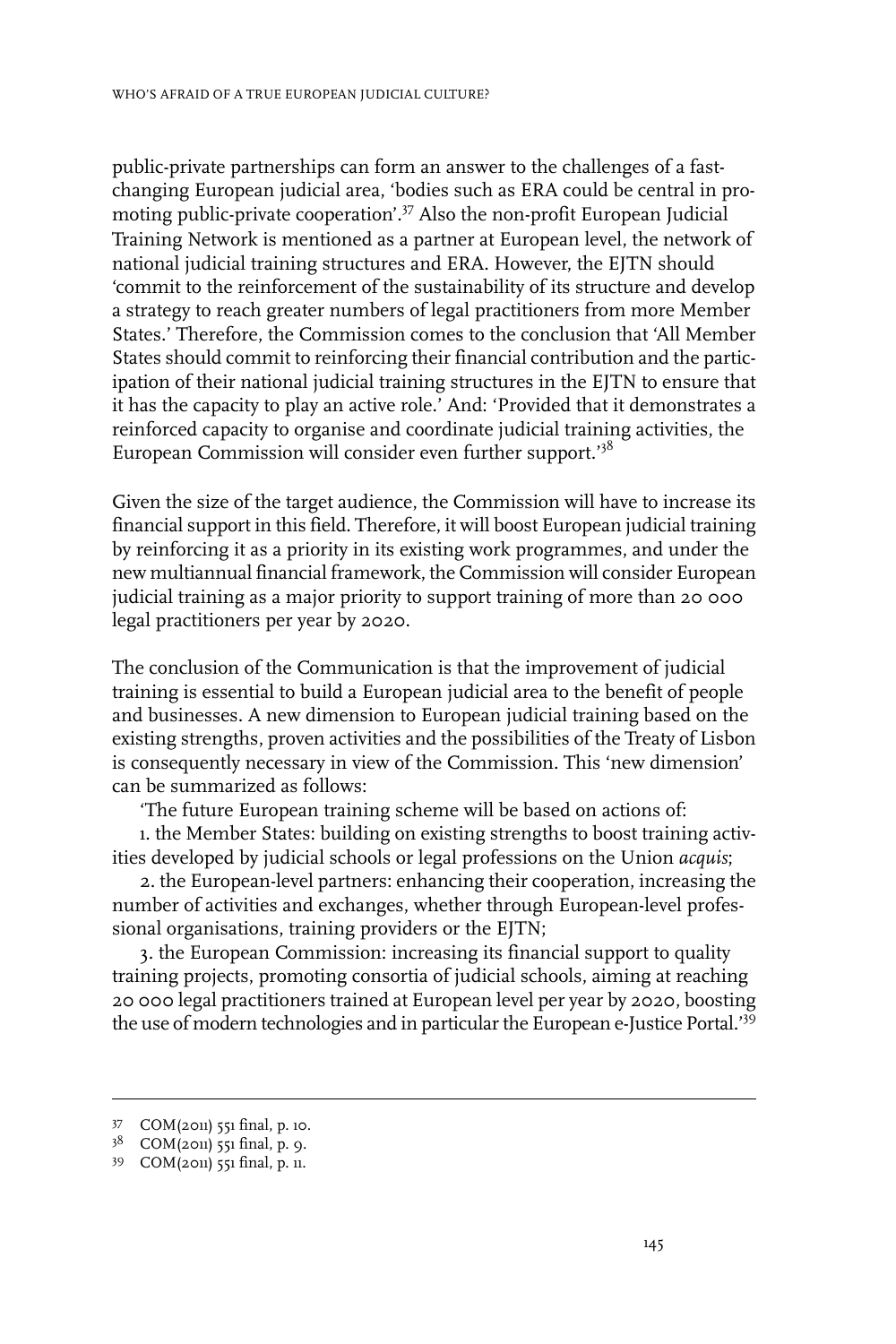public-private partnerships can form an answer to the challenges of a fast-changing European judicial area, 'bodies such as ERA could be central in promoting public-private cooperation'.[37] Also the non-profit European Judicial Training Network is mentioned as a partner at European level, the network of national judicial training structures and ERA. However, the EJTN should 'commit to the reinforcement of the sustainability of its structure and develop a strategy to reach greater numbers of legal practitioners from more Member States.' Therefore, the Commission comes to the conclusion that 'All Member States should commit to reinforcing their financial contribution and the participation of their national judicial training structures in the EJTN to ensure that it has the capacity to play an active role.' And: 'Provided that it demonstrates a reinforced capacity to organise and coordinate judicial training activities, the European Commission will consider even further support.'[38]

Given the size of the target audience, the Commission will have to increase its financial support in this field. Therefore, it will boost European judicial training by reinforcing it as a priority in its existing work programmes, and under the new multiannual financial framework, the Commission will consider European judicial training as a major priority to support training of more than 20 000 legal practitioners per year by 2020.

The conclusion of the Communication is that the improvement of judicial training is essential to build a European judicial area to the benefit of people and businesses. A new dimension to European judicial training based on the existing strengths, proven activities and the possibilities of the Treaty of Lisbon is consequently necessary in view of the Commission. This 'new dimension' can be summarized as follows:

'The future European training scheme will be based on actions of:

1. the Member States: building on existing strengths to boost training activities developed by judicial schools or legal professions on the Union *acquis*;

2. the European-level partners: enhancing their cooperation, increasing the number of activities and exchanges, whether through European-level professional organisations, training providers or the EJTN;

3. the European Commission: increasing its financial support to quality training projects, promoting consortia of judicial schools, aiming at reaching 20 000 legal practitioners trained at European level per year by 2020, boosting the use of modern technologies and in particular the European e-Justice Portal.'[39]

---

[37] COM(2011) 551 final, p. 10.

[38] COM(2011) 551 final, p. 9.

[39] COM(2011) 551 final, p. 11.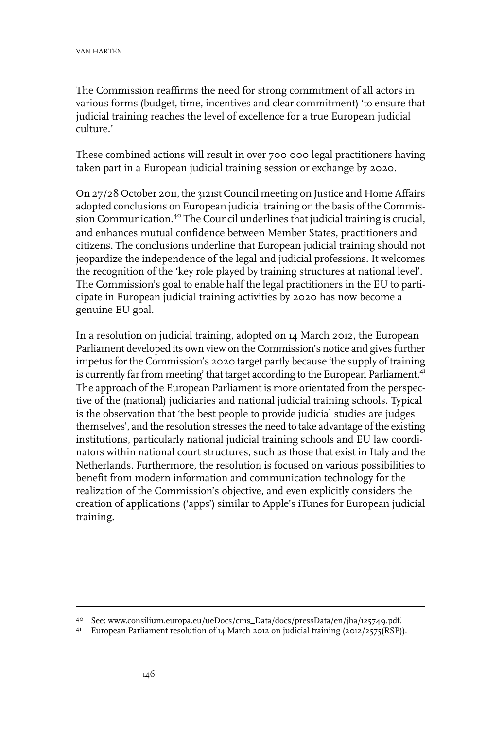The Commission reaffirms the need for strong commitment of all actors in various forms (budget, time, incentives and clear commitment) 'to ensure that judicial training reaches the level of excellence for a true European judicial culture.'

These combined actions will result in over 700 000 legal practitioners having taken part in a European judicial training session or exchange by 2020.

On 27/28 October 2011, the 3121st Council meeting on Justice and Home Affairs adopted conclusions on European judicial training on the basis of the Commission Communication.[40] The Council underlines that judicial training is crucial, and enhances mutual confidence between Member States, practitioners and citizens. The conclusions underline that European judicial training should not jeopardize the independence of the legal and judicial professions. It welcomes the recognition of the 'key role played by training structures at national level'. The Commission's goal to enable half the legal practitioners in the EU to participate in European judicial training activities by 2020 has now become a genuine EU goal.

In a resolution on judicial training, adopted on 14 March 2012, the European Parliament developed its own view on the Commission's notice and gives further impetus for the Commission's 2020 target partly because 'the supply of training is currently far from meeting' that target according to the European Parliament.[41] The approach of the European Parliament is more orientated from the perspective of the (national) judiciaries and national judicial training schools. Typical is the observation that 'the best people to provide judicial studies are judges themselves', and the resolution stresses the need to take advantage of the existing institutions, particularly national judicial training schools and EU law coordinators within national court structures, such as those that exist in Italy and the Netherlands. Furthermore, the resolution is focused on various possibilities to benefit from modern information and communication technology for the realization of the Commission's objective, and even explicitly considers the creation of applications ('apps') similar to Apple's iTunes for European judicial training.

---

[40] See: www.consilium.europa.eu/ueDocs/cms_Data/docs/pressData/en/jha/125749.pdf.

[41] European Parliament resolution of 14 March 2012 on judicial training (2012/2575(RSP)).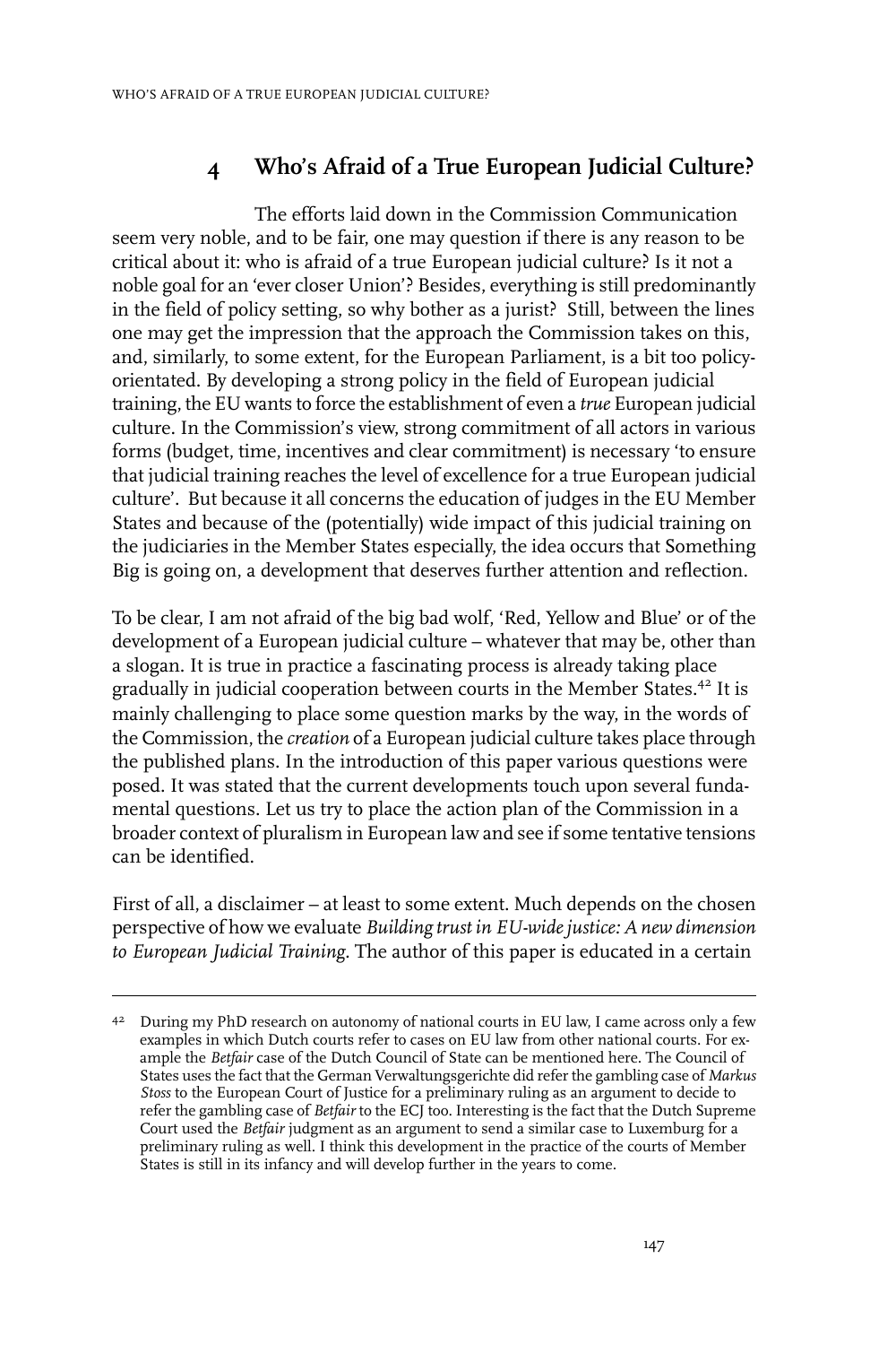## 4 Who's Afraid of a True European Judicial Culture?

The efforts laid down in the Commission Communication seem very noble, and to be fair, one may question if there is any reason to be critical about it: who is afraid of a true European judicial culture? Is it not a noble goal for an 'ever closer Union'? Besides, everything is still predominantly in the field of policy setting, so why bother as a jurist? Still, between the lines one may get the impression that the approach the Commission takes on this, and, similarly, to some extent, for the European Parliament, is a bit too policy-orientated. By developing a strong policy in the field of European judicial training, the EU wants to force the establishment of even a *true* European judicial culture. In the Commission's view, strong commitment of all actors in various forms (budget, time, incentives and clear commitment) is necessary 'to ensure that judicial training reaches the level of excellence for a true European judicial culture'. But because it all concerns the education of judges in the EU Member States and because of the (potentially) wide impact of this judicial training on the judiciaries in the Member States especially, the idea occurs that Something Big is going on, a development that deserves further attention and reflection.

To be clear, I am not afraid of the big bad wolf, 'Red, Yellow and Blue' or of the development of a European judicial culture – whatever that may be, other than a slogan. It is true in practice a fascinating process is already taking place gradually in judicial cooperation between courts in the Member States.[42] It is mainly challenging to place some question marks by the way, in the words of the Commission, the *creation* of a European judicial culture takes place through the published plans. In the introduction of this paper various questions were posed. It was stated that the current developments touch upon several fundamental questions. Let us try to place the action plan of the Commission in a broader context of pluralism in European law and see if some tentative tensions can be identified.

First of all, a disclaimer – at least to some extent. Much depends on the chosen perspective of how we evaluate *Building trust in EU-wide justice: A new dimension to European Judicial Training*. The author of this paper is educated in a certain

---

[42] During my PhD research on autonomy of national courts in EU law, I came across only a few examples in which Dutch courts refer to cases on EU law from other national courts. For example the *Betfair* case of the Dutch Council of State can be mentioned here. The Council of States uses the fact that the German Verwaltungsgerichte did refer the gambling case of *Markus Stoss* to the European Court of Justice for a preliminary ruling as an argument to decide to refer the gambling case of *Betfair* to the ECJ too. Interesting is the fact that the Dutch Supreme Court used the *Betfair* judgment as an argument to send a similar case to Luxemburg for a preliminary ruling as well. I think this development in the practice of the courts of Member States is still in its infancy and will develop further in the years to come.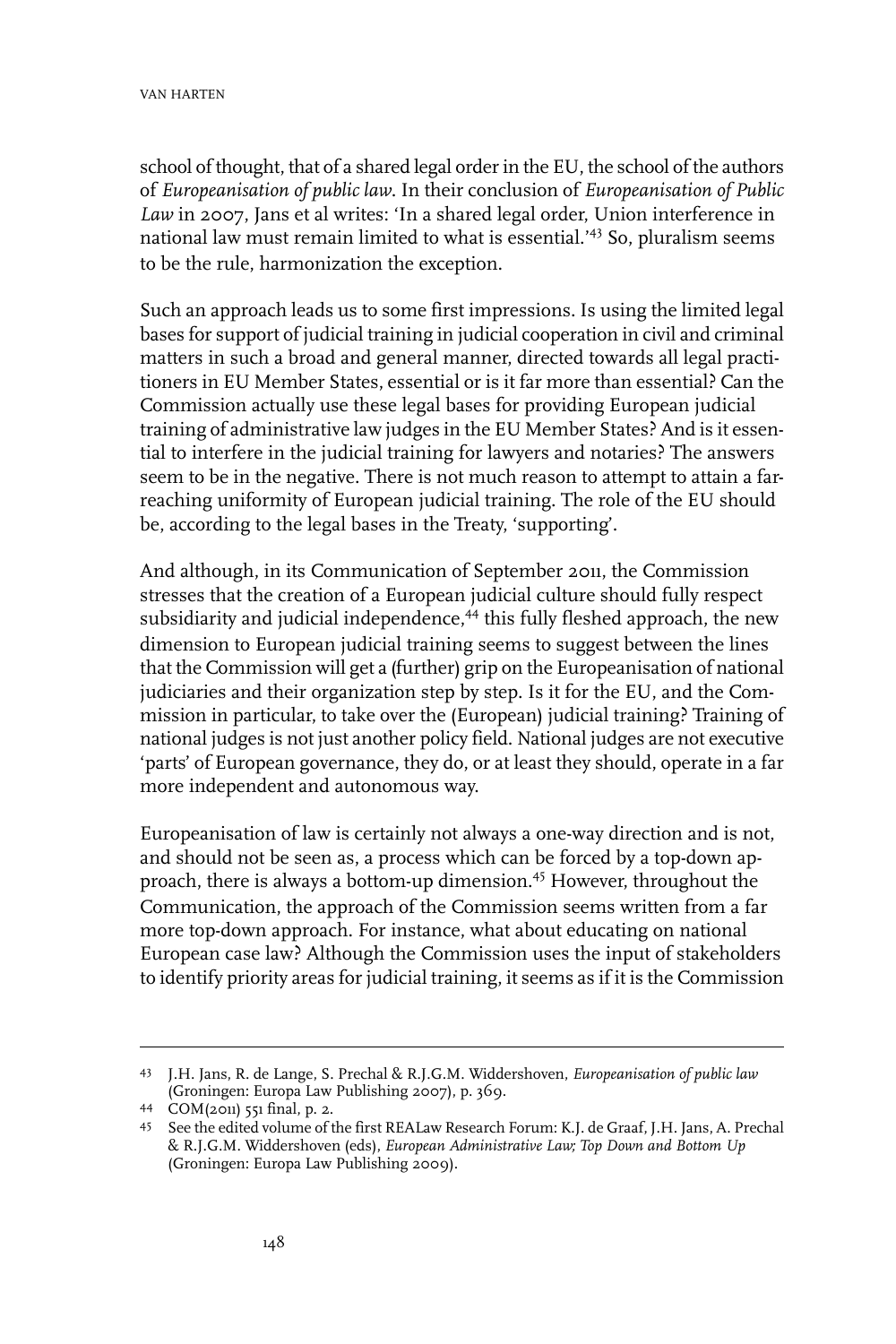school of thought, that of a shared legal order in the EU, the school of the authors of *Europeanisation of public law*. In their conclusion of *Europeanisation of Public Law* in 2007, Jans et al writes: 'In a shared legal order, Union interference in national law must remain limited to what is essential.'[43] So, pluralism seems to be the rule, harmonization the exception.

Such an approach leads us to some first impressions. Is using the limited legal bases for support of judicial training in judicial cooperation in civil and criminal matters in such a broad and general manner, directed towards all legal practitioners in EU Member States, essential or is it far more than essential? Can the Commission actually use these legal bases for providing European judicial training of administrative law judges in the EU Member States? And is it essential to interfere in the judicial training for lawyers and notaries? The answers seem to be in the negative. There is not much reason to attempt to attain a far-reaching uniformity of European judicial training. The role of the EU should be, according to the legal bases in the Treaty, 'supporting'.

And although, in its Communication of September 2011, the Commission stresses that the creation of a European judicial culture should fully respect subsidiarity and judicial independence,[44] this fully fleshed approach, the new dimension to European judicial training seems to suggest between the lines that the Commission will get a (further) grip on the Europeanisation of national judiciaries and their organization step by step. Is it for the EU, and the Commission in particular, to take over the (European) judicial training? Training of national judges is not just another policy field. National judges are not executive 'parts' of European governance, they do, or at least they should, operate in a far more independent and autonomous way.

Europeanisation of law is certainly not always a one-way direction and is not, and should not be seen as, a process which can be forced by a top-down approach, there is always a bottom-up dimension.[45] However, throughout the Communication, the approach of the Commission seems written from a far more top-down approach. For instance, what about educating on national European case law? Although the Commission uses the input of stakeholders to identify priority areas for judicial training, it seems as if it is the Commission

---

43 J.H. Jans, R. de Lange, S. Prechal & R.J.G.M. Widdershoven, *Europeanisation of public law* (Groningen: Europa Law Publishing 2007), p. 369.

44 COM(2011) 551 final, p. 2.

45 See the edited volume of the first REALaw Research Forum: K.J. de Graaf, J.H. Jans, A. Prechal & R.J.G.M. Widdershoven (eds), *European Administrative Law; Top Down and Bottom Up* (Groningen: Europa Law Publishing 2009).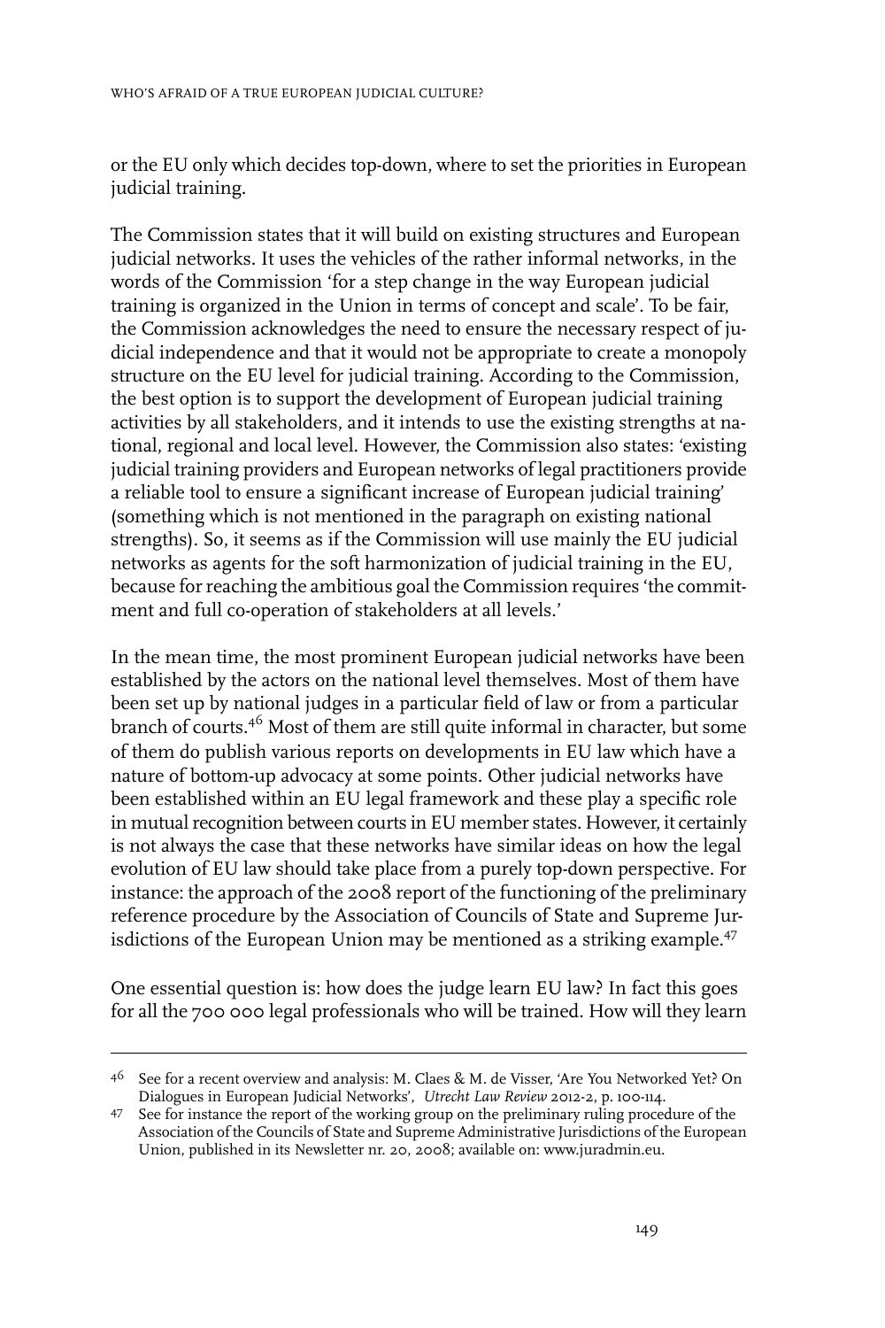or the EU only which decides top-down, where to set the priorities in European judicial training.

The Commission states that it will build on existing structures and European judicial networks. It uses the vehicles of the rather informal networks, in the words of the Commission 'for a step change in the way European judicial training is organized in the Union in terms of concept and scale'. To be fair, the Commission acknowledges the need to ensure the necessary respect of judicial independence and that it would not be appropriate to create a monopoly structure on the EU level for judicial training. According to the Commission, the best option is to support the development of European judicial training activities by all stakeholders, and it intends to use the existing strengths at national, regional and local level. However, the Commission also states: 'existing judicial training providers and European networks of legal practitioners provide a reliable tool to ensure a significant increase of European judicial training' (something which is not mentioned in the paragraph on existing national strengths). So, it seems as if the Commission will use mainly the EU judicial networks as agents for the soft harmonization of judicial training in the EU, because for reaching the ambitious goal the Commission requires 'the commitment and full co-operation of stakeholders at all levels.'

In the mean time, the most prominent European judicial networks have been established by the actors on the national level themselves. Most of them have been set up by national judges in a particular field of law or from a particular branch of courts.[46] Most of them are still quite informal in character, but some of them do publish various reports on developments in EU law which have a nature of bottom-up advocacy at some points. Other judicial networks have been established within an EU legal framework and these play a specific role in mutual recognition between courts in EU member states. However, it certainly is not always the case that these networks have similar ideas on how the legal evolution of EU law should take place from a purely top-down perspective. For instance: the approach of the 2008 report of the functioning of the preliminary reference procedure by the Association of Councils of State and Supreme Jurisdictions of the European Union may be mentioned as a striking example.[47]

One essential question is: how does the judge learn EU law? In fact this goes for all the 700 000 legal professionals who will be trained. How will they learn

---

[46] See for a recent overview and analysis: M. Claes & M. de Visser, 'Are You Networked Yet? On Dialogues in European Judicial Networks', *Utrecht Law Review* 2012-2, p. 100-114.

[47] See for instance the report of the working group on the preliminary ruling procedure of the Association of the Councils of State and Supreme Administrative Jurisdictions of the European Union, published in its Newsletter nr. 20, 2008; available on: www.juradmin.eu.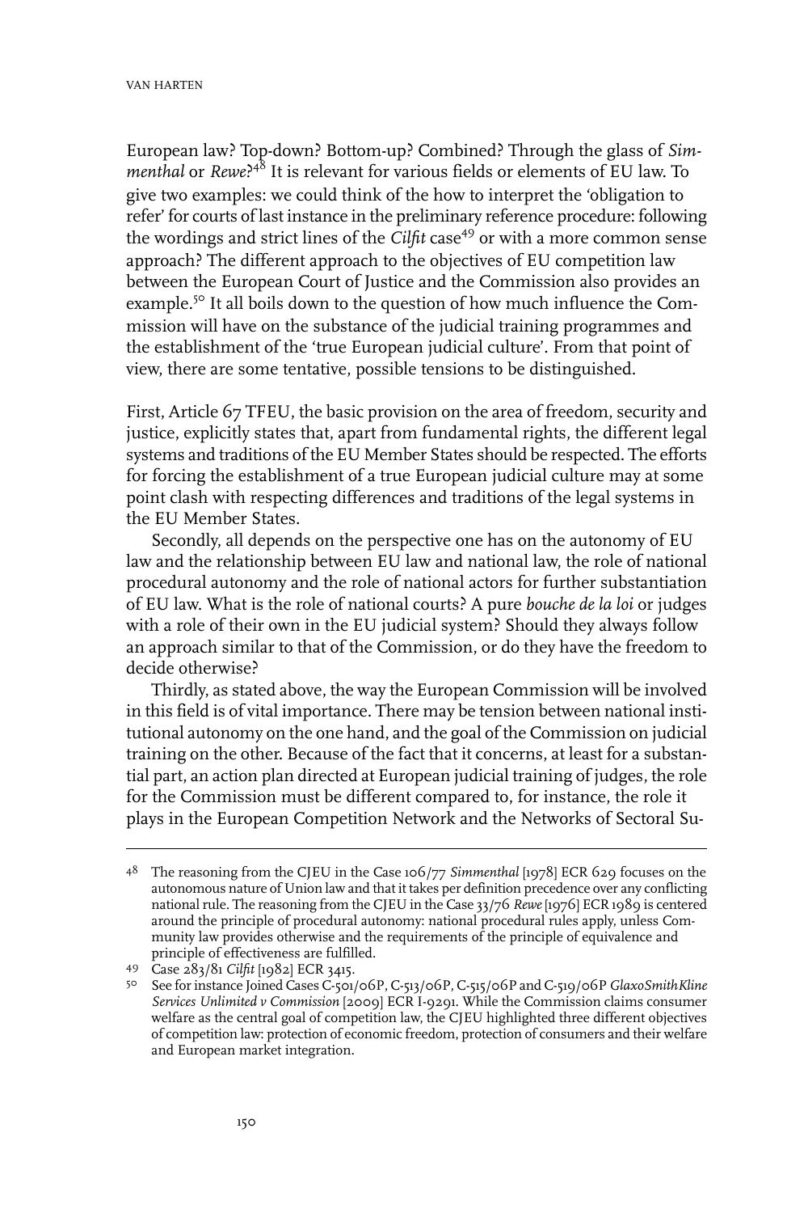European law? Top-down? Bottom-up? Combined? Through the glass of *Simmenthal* or *Rewe*?[48] It is relevant for various fields or elements of EU law. To give two examples: we could think of the how to interpret the 'obligation to refer' for courts of last instance in the preliminary reference procedure: following the wordings and strict lines of the *Cilfit* case[49] or with a more common sense approach? The different approach to the objectives of EU competition law between the European Court of Justice and the Commission also provides an example.[50] It all boils down to the question of how much influence the Commission will have on the substance of the judicial training programmes and the establishment of the 'true European judicial culture'. From that point of view, there are some tentative, possible tensions to be distinguished.

First, Article 67 TFEU, the basic provision on the area of freedom, security and justice, explicitly states that, apart from fundamental rights, the different legal systems and traditions of the EU Member States should be respected. The efforts for forcing the establishment of a true European judicial culture may at some point clash with respecting differences and traditions of the legal systems in the EU Member States.

Secondly, all depends on the perspective one has on the autonomy of EU law and the relationship between EU law and national law, the role of national procedural autonomy and the role of national actors for further substantiation of EU law. What is the role of national courts? A pure *bouche de la loi* or judges with a role of their own in the EU judicial system? Should they always follow an approach similar to that of the Commission, or do they have the freedom to decide otherwise?

Thirdly, as stated above, the way the European Commission will be involved in this field is of vital importance. There may be tension between national institutional autonomy on the one hand, and the goal of the Commission on judicial training on the other. Because of the fact that it concerns, at least for a substantial part, an action plan directed at European judicial training of judges, the role for the Commission must be different compared to, for instance, the role it plays in the European Competition Network and the Networks of Sectoral Su-

---

48 The reasoning from the CJEU in the Case 106/77 *Simmenthal* [1978] ECR 629 focuses on the autonomous nature of Union law and that it takes per definition precedence over any conflicting national rule. The reasoning from the CJEU in the Case 33/76 *Rewe* [1976] ECR 1989 is centered around the principle of procedural autonomy: national procedural rules apply, unless Community law provides otherwise and the requirements of the principle of equivalence and principle of effectiveness are fulfilled.

49 Case 283/81 *Cilfit* [1982] ECR 3415.

50 See for instance Joined Cases C-501/06P, C-513/06P, C-515/06P and C-519/06P *GlaxoSmithKline Services Unlimited v Commission* [2009] ECR I-9291. While the Commission claims consumer welfare as the central goal of competition law, the CJEU highlighted three different objectives of competition law: protection of economic freedom, protection of consumers and their welfare and European market integration.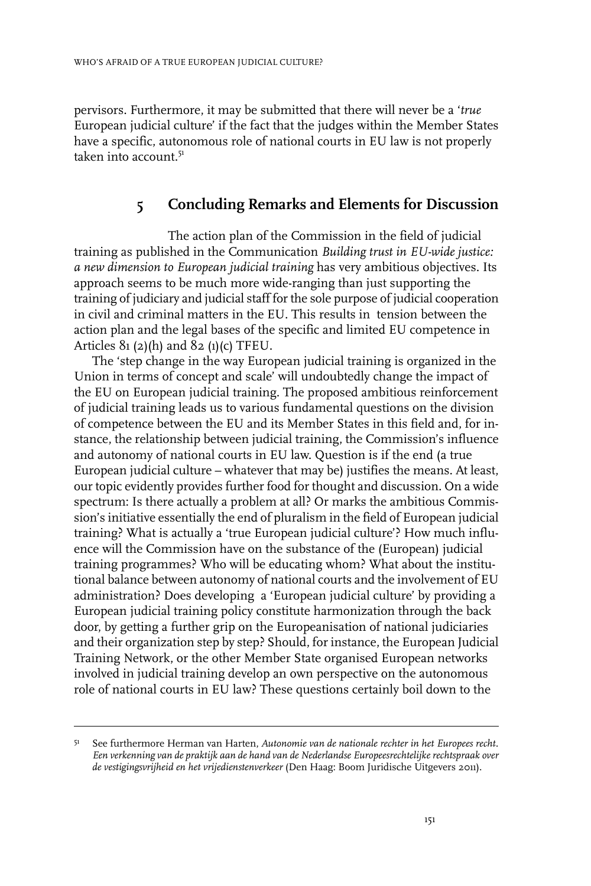pervisors. Furthermore, it may be submitted that there will never be a '*true* European judicial culture' if the fact that the judges within the Member States have a specific, autonomous role of national courts in EU law is not properly taken into account.[51]

## 5 Concluding Remarks and Elements for Discussion

The action plan of the Commission in the field of judicial training as published in the Communication *Building trust in EU-wide justice: a new dimension to European judicial training* has very ambitious objectives. Its approach seems to be much more wide-ranging than just supporting the training of judiciary and judicial staff for the sole purpose of judicial cooperation in civil and criminal matters in the EU. This results in tension between the action plan and the legal bases of the specific and limited EU competence in Articles 81 (2)(h) and 82 (1)(c) TFEU.

The 'step change in the way European judicial training is organized in the Union in terms of concept and scale' will undoubtedly change the impact of the EU on European judicial training. The proposed ambitious reinforcement of judicial training leads us to various fundamental questions on the division of competence between the EU and its Member States in this field and, for instance, the relationship between judicial training, the Commission's influence and autonomy of national courts in EU law. Question is if the end (a true European judicial culture – whatever that may be) justifies the means. At least, our topic evidently provides further food for thought and discussion. On a wide spectrum: Is there actually a problem at all? Or marks the ambitious Commission's initiative essentially the end of pluralism in the field of European judicial training? What is actually a 'true European judicial culture'? How much influence will the Commission have on the substance of the (European) judicial training programmes? Who will be educating whom? What about the institutional balance between autonomy of national courts and the involvement of EU administration? Does developing a 'European judicial culture' by providing a European judicial training policy constitute harmonization through the back door, by getting a further grip on the Europeanisation of national judiciaries and their organization step by step? Should, for instance, the European Judicial Training Network, or the other Member State organised European networks involved in judicial training develop an own perspective on the autonomous role of national courts in EU law? These questions certainly boil down to the

---

[51] See furthermore Herman van Harten, *Autonomie van de nationale rechter in het Europees recht. Een verkenning van de praktijk aan de hand van de Nederlandse Europeesrechtelijke rechtspraak over de vestigingsvrijheid en het vrijedienstenverkeer* (Den Haag: Boom Juridische Uitgevers 2011).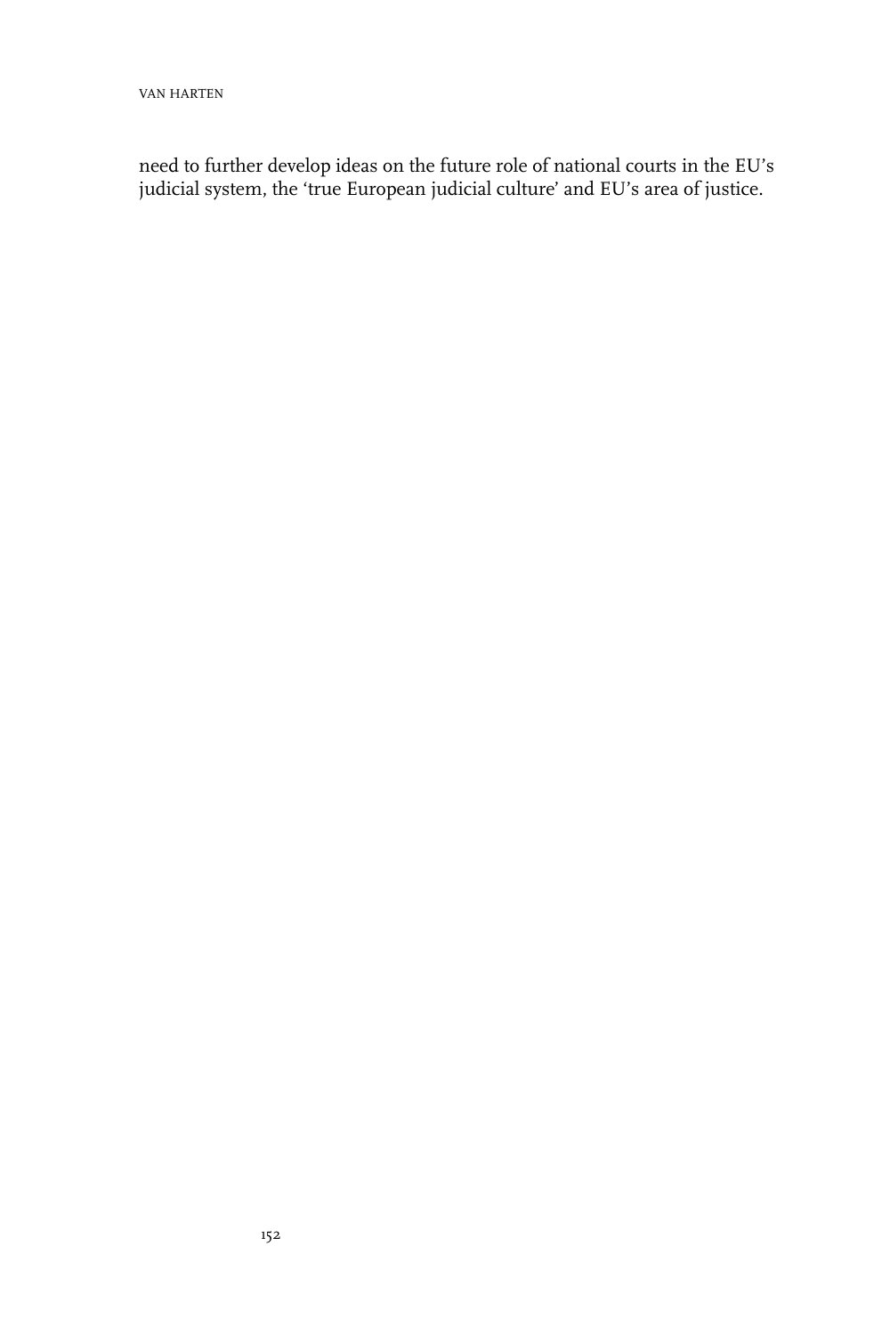need to further develop ideas on the future role of national courts in the EU's judicial system, the 'true European judicial culture' and EU's area of justice.